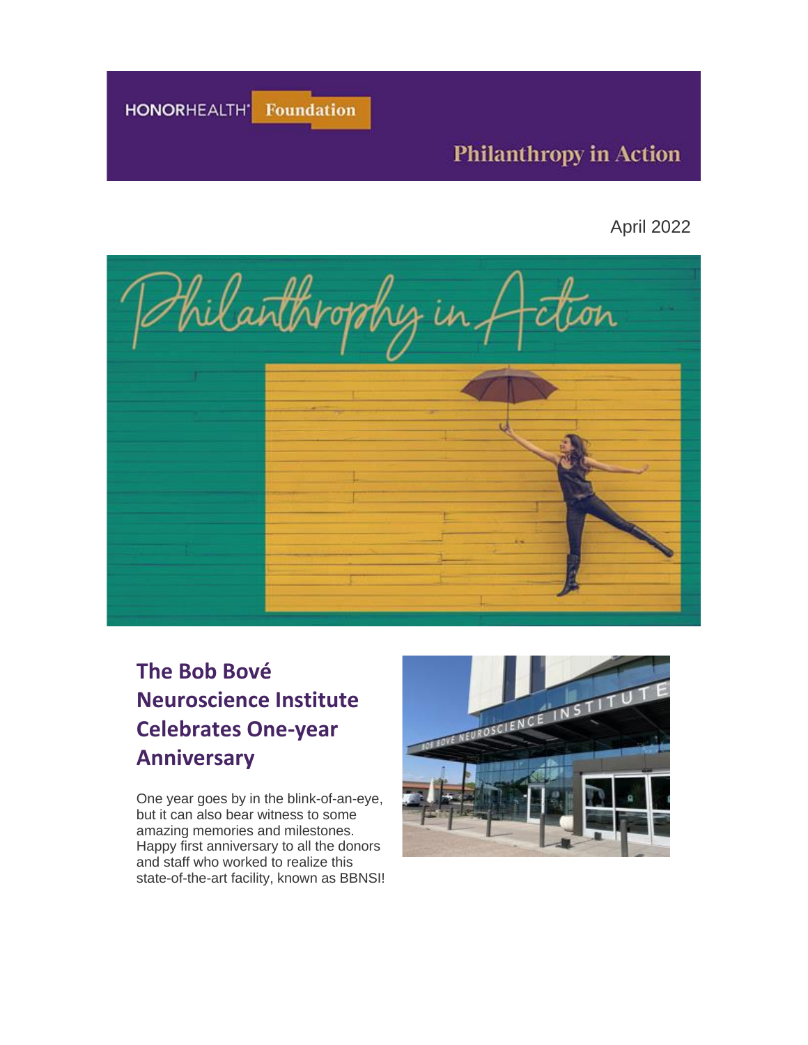HONORHEALTH Foundation

Philanthropy in Action

April 2022

## The Bob Bové Neuroscience Institute Celebrates One-year Anniversary

One year goes by in the blink-of-an-eye, but it can also bear witness to some amazing memories and milestones. Happy first anniversary to all the donors and staff who worked to realize this state-of-the-art facility, known as BBNSI!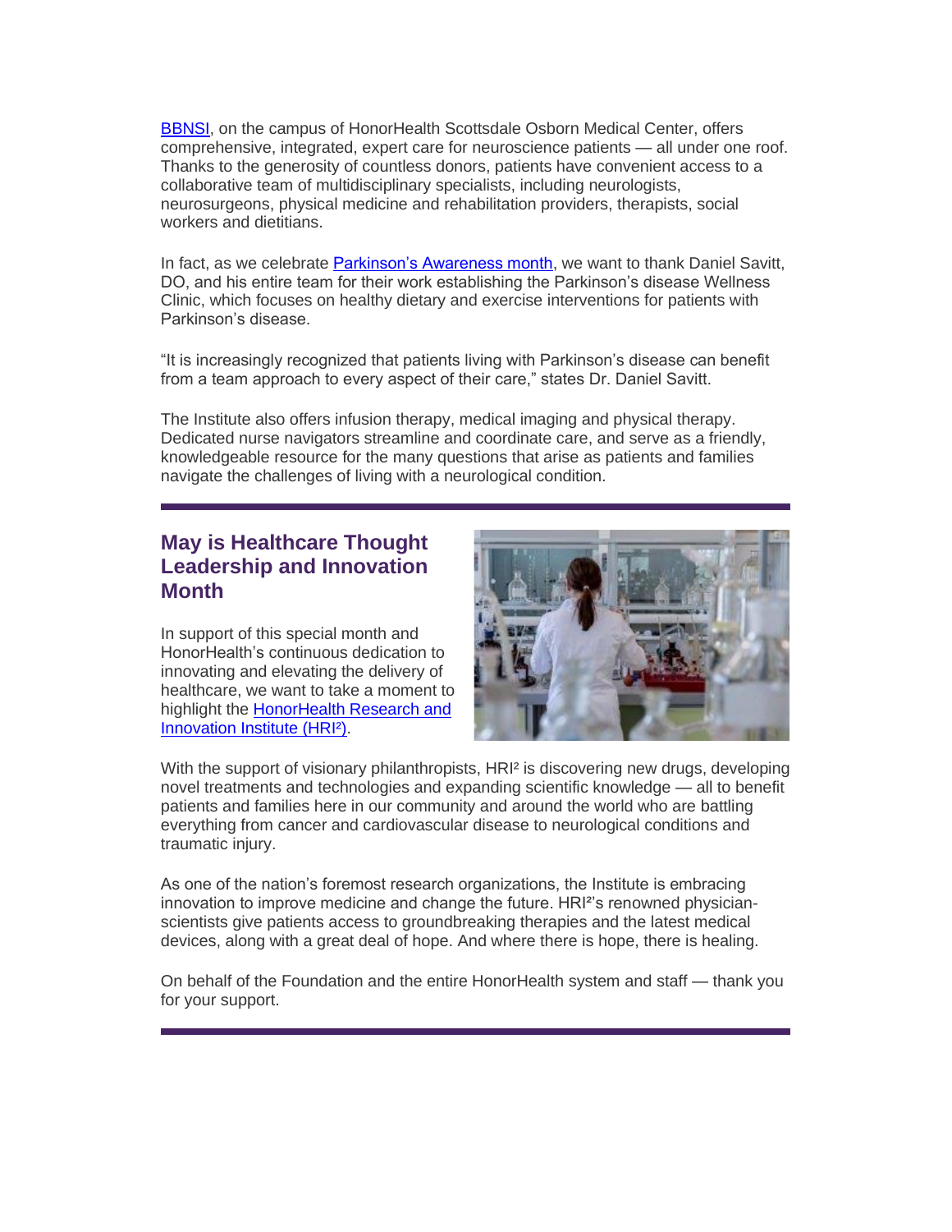BBNSI, on the campus of HonorHealth Scottsdale Osborn Medical Center, offers comprehensive, integrated, expert care for neuroscience patients — all under one roof. Thanks to the generosity of countless donors, patients have convenient access to a collaborative team of multidisciplinary specialists, including neurologists, neurosurgeons, physical medicine and rehabilitation providers, therapists, social workers and dietitians.

In fact, as we celebrate Parkinson's Awareness month, we want to thank Daniel Savitt, DO, and his entire team for their work establishing the Parkinson's disease Wellness Clinic, which focuses on healthy dietary and exercise interventions for patients with Parkinson's disease.

"It is increasingly recognized that patients living with Parkinson's disease can benefit from a team approach to every aspect of their care," states Dr. Daniel Savitt.

The Institute also offers infusion therapy, medical imaging and physical therapy. Dedicated nurse navigators streamline and coordinate care, and serve as a friendly, knowledgeable resource for the many questions that arise as patients and families navigate the challenges of living with a neurological condition.

---

## May is Healthcare Thought Leadership and Innovation Month

In support of this special month and HonorHealth's continuous dedication to innovating and elevating the delivery of healthcare, we want to take a moment to highlight the HonorHealth Research and Innovation Institute (HRI²).

With the support of visionary philanthropists, HRI² is discovering new drugs, developing novel treatments and technologies and expanding scientific knowledge — all to benefit patients and families here in our community and around the world who are battling everything from cancer and cardiovascular disease to neurological conditions and traumatic injury.

As one of the nation's foremost research organizations, the Institute is embracing innovation to improve medicine and change the future. HRI²'s renowned physician-scientists give patients access to groundbreaking therapies and the latest medical devices, along with a great deal of hope. And where there is hope, there is healing.

On behalf of the Foundation and the entire HonorHealth system and staff — thank you for your support.

---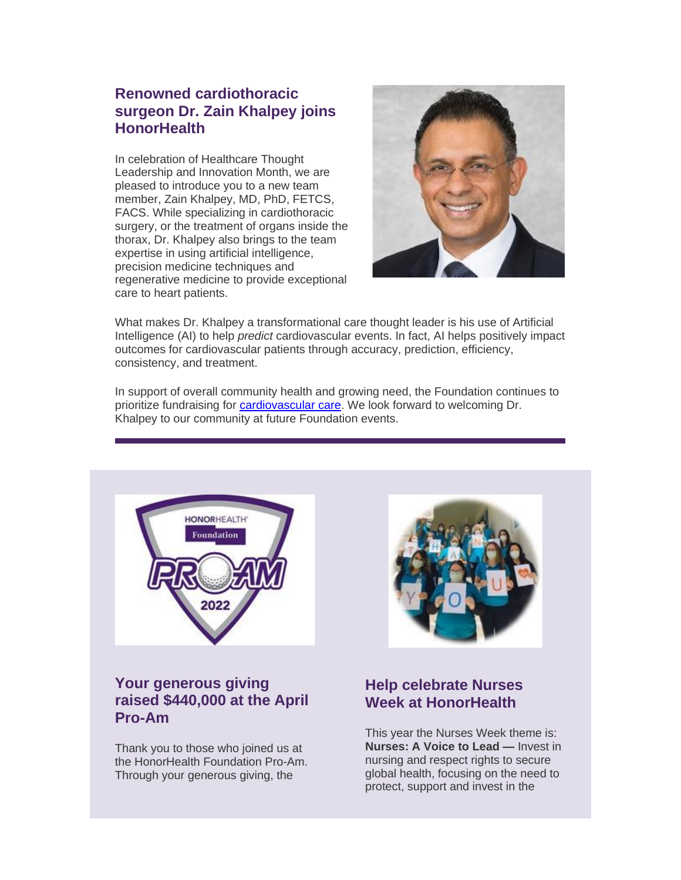## Renowned cardiothoracic surgeon Dr. Zain Khalpey joins HonorHealth

In celebration of Healthcare Thought Leadership and Innovation Month, we are pleased to introduce you to a new team member, Zain Khalpey, MD, PhD, FETCS, FACS. While specializing in cardiothoracic surgery, or the treatment of organs inside the thorax, Dr. Khalpey also brings to the team expertise in using artificial intelligence, precision medicine techniques and regenerative medicine to provide exceptional care to heart patients.

What makes Dr. Khalpey a transformational care thought leader is his use of Artificial Intelligence (AI) to help *predict* cardiovascular events. In fact, AI helps positively impact outcomes for cardiovascular patients through accuracy, prediction, efficiency, consistency, and treatment.

In support of overall community health and growing need, the Foundation continues to prioritize fundraising for cardiovascular care. We look forward to welcoming Dr. Khalpey to our community at future Foundation events.

---

## Your generous giving raised $440,000 at the April Pro-Am

Thank you to those who joined us at the HonorHealth Foundation Pro-Am. Through your generous giving, the

## Help celebrate Nurses Week at HonorHealth

This year the Nurses Week theme is: **Nurses: A Voice to Lead —** Invest in nursing and respect rights to secure global health, focusing on the need to protect, support and invest in the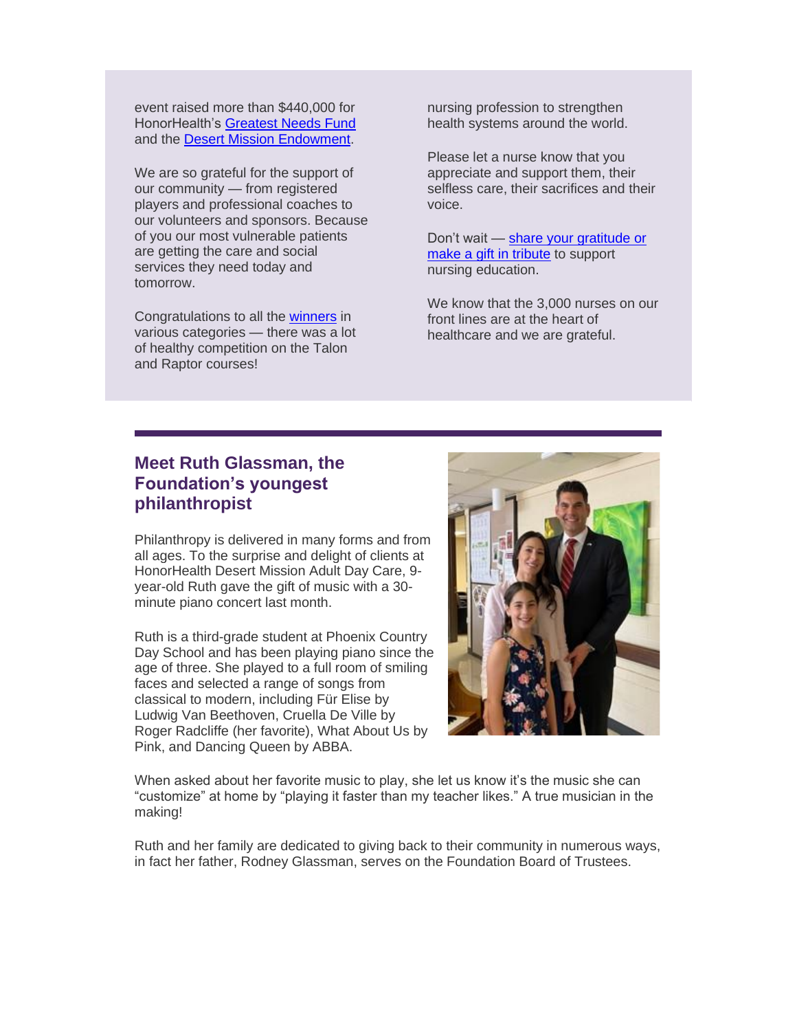event raised more than $440,000 for HonorHealth's Greatest Needs Fund and the Desert Mission Endowment.

We are so grateful for the support of our community — from registered players and professional coaches to our volunteers and sponsors. Because of you our most vulnerable patients are getting the care and social services they need today and tomorrow.

Congratulations to all the winners in various categories — there was a lot of healthy competition on the Talon and Raptor courses!

nursing profession to strengthen health systems around the world.

Please let a nurse know that you appreciate and support them, their selfless care, their sacrifices and their voice.

Don't wait — share your gratitude or make a gift in tribute to support nursing education.

We know that the 3,000 nurses on our front lines are at the heart of healthcare and we are grateful.

## Meet Ruth Glassman, the Foundation's youngest philanthropist

Philanthropy is delivered in many forms and from all ages. To the surprise and delight of clients at HonorHealth Desert Mission Adult Day Care, 9-year-old Ruth gave the gift of music with a 30-minute piano concert last month.

Ruth is a third-grade student at Phoenix Country Day School and has been playing piano since the age of three. She played to a full room of smiling faces and selected a range of songs from classical to modern, including Für Elise by Ludwig Van Beethoven, Cruella De Ville by Roger Radcliffe (her favorite), What About Us by Pink, and Dancing Queen by ABBA.

When asked about her favorite music to play, she let us know it's the music she can "customize" at home by "playing it faster than my teacher likes." A true musician in the making!

Ruth and her family are dedicated to giving back to their community in numerous ways, in fact her father, Rodney Glassman, serves on the Foundation Board of Trustees.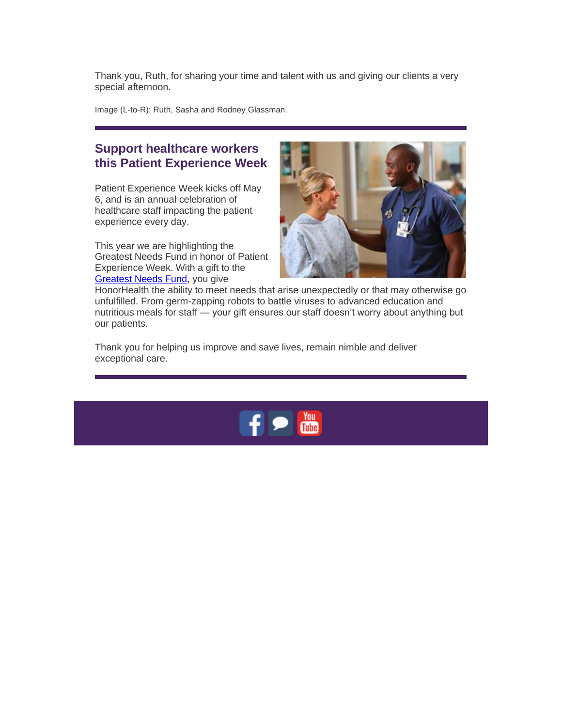Thank you, Ruth, for sharing your time and talent with us and giving our clients a very special afternoon.

Image (L-to-R): Ruth, Sasha and Rodney Glassman.

---

## Support healthcare workers this Patient Experience Week

Patient Experience Week kicks off May 6, and is an annual celebration of healthcare staff impacting the patient experience every day.

This year we are highlighting the Greatest Needs Fund in honor of Patient Experience Week. With a gift to the Greatest Needs Fund, you give HonorHealth the ability to meet needs that arise unexpectedly or that may otherwise go unfulfilled. From germ-zapping robots to battle viruses to advanced education and nutritious meals for staff — your gift ensures our staff doesn't worry about anything but our patients.

Thank you for helping us improve and save lives, remain nimble and deliver exceptional care.

---